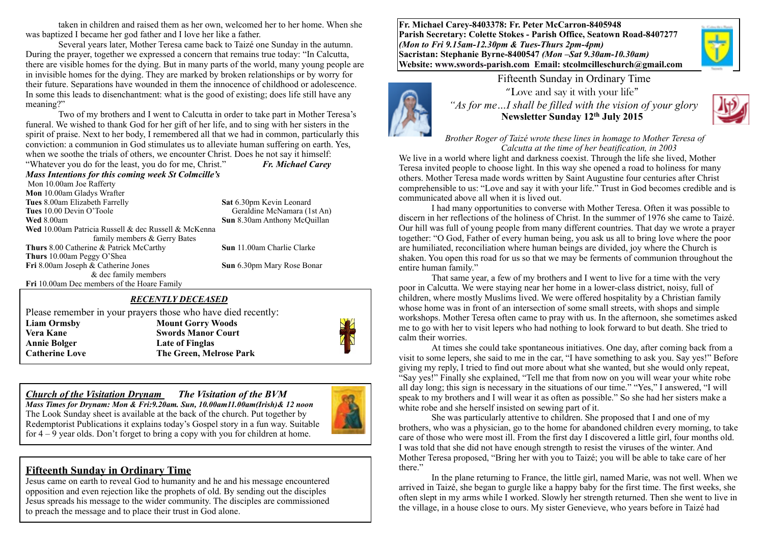**Fr. Michael Carey-8403378: Fr. Peter McCarron-8405948**
**Parish Secretary: Colette Stokes - Parish Office, Seatown Road-8407277**
***(Mon to Fri 9.15am-12.30pm & Tues-Thurs 2pm-4pm)***
**Sacristan: Stephanie Byrne-8400547** ***(Mon –Sat 9.30am-10.30am)***
**Website: www.swords-parish.com Email: stcolmcilleschurch@gmail.com**

# Fifteenth Sunday in Ordinary Time

*"Love and say it with your life"*

*"As for me…I shall be filled with the vision of your glory*

**Newsletter Sunday 12th July 2015**

*Brother Roger of Taizé wrote these lines in homage to Mother Teresa of Calcutta at the time of her beatification, in 2003*

We live in a world where light and darkness coexist. Through the life she lived, Mother Teresa invited people to choose light. In this way she opened a road to holiness for many others. Mother Teresa made words written by Saint Augustine four centuries after Christ comprehensible to us: "Love and say it with your life." Trust in God becomes credible and is communicated above all when it is lived out.

I had many opportunities to converse with Mother Teresa. Often it was possible to discern in her reflections of the holiness of Christ. In the summer of 1976 she came to Taizé. Our hill was full of young people from many different countries. That day we wrote a prayer together: "O God, Father of every human being, you ask us all to bring love where the poor are humiliated, reconciliation where human beings are divided, joy where the Church is shaken. You open this road for us so that we may be ferments of communion throughout the entire human family."

That same year, a few of my brothers and I went to live for a time with the very poor in Calcutta. We were staying near her home in a lower-class district, noisy, full of children, where mostly Muslims lived. We were offered hospitality by a Christian family whose home was in front of an intersection of some small streets, with shops and simple workshops. Mother Teresa often came to pray with us. In the afternoon, she sometimes asked me to go with her to visit lepers who had nothing to look forward to but death. She tried to calm their worries.

At times she could take spontaneous initiatives. One day, after coming back from a visit to some lepers, she said to me in the car, "I have something to ask you. Say yes!" Before giving my reply, I tried to find out more about what she wanted, but she would only repeat, "Say yes!" Finally she explained, "Tell me that from now on you will wear your white robe all day long; this sign is necessary in the situations of our time." "Yes," I answered, "I will speak to my brothers and I will wear it as often as possible." So she had her sisters make a white robe and she herself insisted on sewing part of it.

She was particularly attentive to children. She proposed that I and one of my brothers, who was a physician, go to the home for abandoned children every morning, to take care of those who were most ill. From the first day I discovered a little girl, four months old. I was told that she did not have enough strength to resist the viruses of the winter. And Mother Teresa proposed, "Bring her with you to Taizé; you will be able to take care of her there."

In the plane returning to France, the little girl, named Marie, was not well. When we arrived in Taizé, she began to gurgle like a happy baby for the first time. The first weeks, she often slept in my arms while I worked. Slowly her strength returned. Then she went to live in the village, in a house close to ours. My sister Genevieve, who years before in Taizé had taken in children and raised them as her own, welcomed her to her home. When she was baptized I became her god father and I love her like a father.

Several years later, Mother Teresa came back to Taizé one Sunday in the autumn. During the prayer, together we expressed a concern that remains true today: "In Calcutta, there are visible homes for the dying. But in many parts of the world, many young people are in invisible homes for the dying. They are marked by broken relationships or by worry for their future. Separations have wounded in them the innocence of childhood or adolescence. In some this leads to disenchantment: what is the good of existing; does life still have any meaning?"

Two of my brothers and I went to Calcutta in order to take part in Mother Teresa's funeral. We wished to thank God for her gift of her life, and to sing with her sisters in the spirit of praise. Next to her body, I remembered all that we had in common, particularly this conviction: a communion in God stimulates us to alleviate human suffering on earth. Yes, when we soothe the trials of others, we encounter Christ. Does he not say it himself: "Whatever you do for the least, you do for me, Christ." ***Fr. Michael Carey***

### *Mass Intentions for this coming week St Colmcille's*

Mon 10.00am Joe Rafferty
**Mon** 10.00am Gladys Wrafter
**Tues** 8.00am Elizabeth Farrelly
**Tues** 10.00 Devin O'Toole
**Wed** 8.00am
**Wed** 10.00am Patricia Russell & dec Russell & McKenna family members & Gerry Bates
**Thurs** 8.00 Catherine & Patrick McCarthy
**Thurs** 10.00am Peggy O'Shea
**Fri** 8.00am Joseph & Catherine Jones & dec family members
**Fri** 10.00am Dec members of the Hoare Family
**Sat** 6.30pm Kevin Leonard Geraldine McNamara (1st An)
**Sun** 8.30am Anthony McQuillan
**Sun** 11.00am Charlie Clarke
**Sun** 6.30pm Mary Rose Bonar

## *RECENTLY DECEASED*

Please remember in your prayers those who have died recently:

| | |
|---|---|
| **Liam Ormsby** | **Mount Gorry Woods** |
| **Vera Kane** | **Swords Manor Court** |
| **Annie Bolger** | **Late of Finglas** |
| **Catherine Love** | **The Green, Melrose Park** |

## *Church of the Visitation Drynam* — *The Visitation of the BVM*

***Mass Times for Drynam: Mon & Fri:9.20am. Sun, 10.00am11.00am(Irish)& 12 noon***

The Look Sunday sheet is available at the back of the church. Put together by Redemptorist Publications it explains today's Gospel story in a fun way. Suitable for 4 – 9 year olds. Don't forget to bring a copy with you for children at home.

## Fifteenth Sunday in Ordinary Time

Jesus came on earth to reveal God to humanity and he and his message encountered opposition and even rejection like the prophets of old. By sending out the disciples Jesus spreads his message to the wider community. The disciples are commissioned to preach the message and to place their trust in God alone.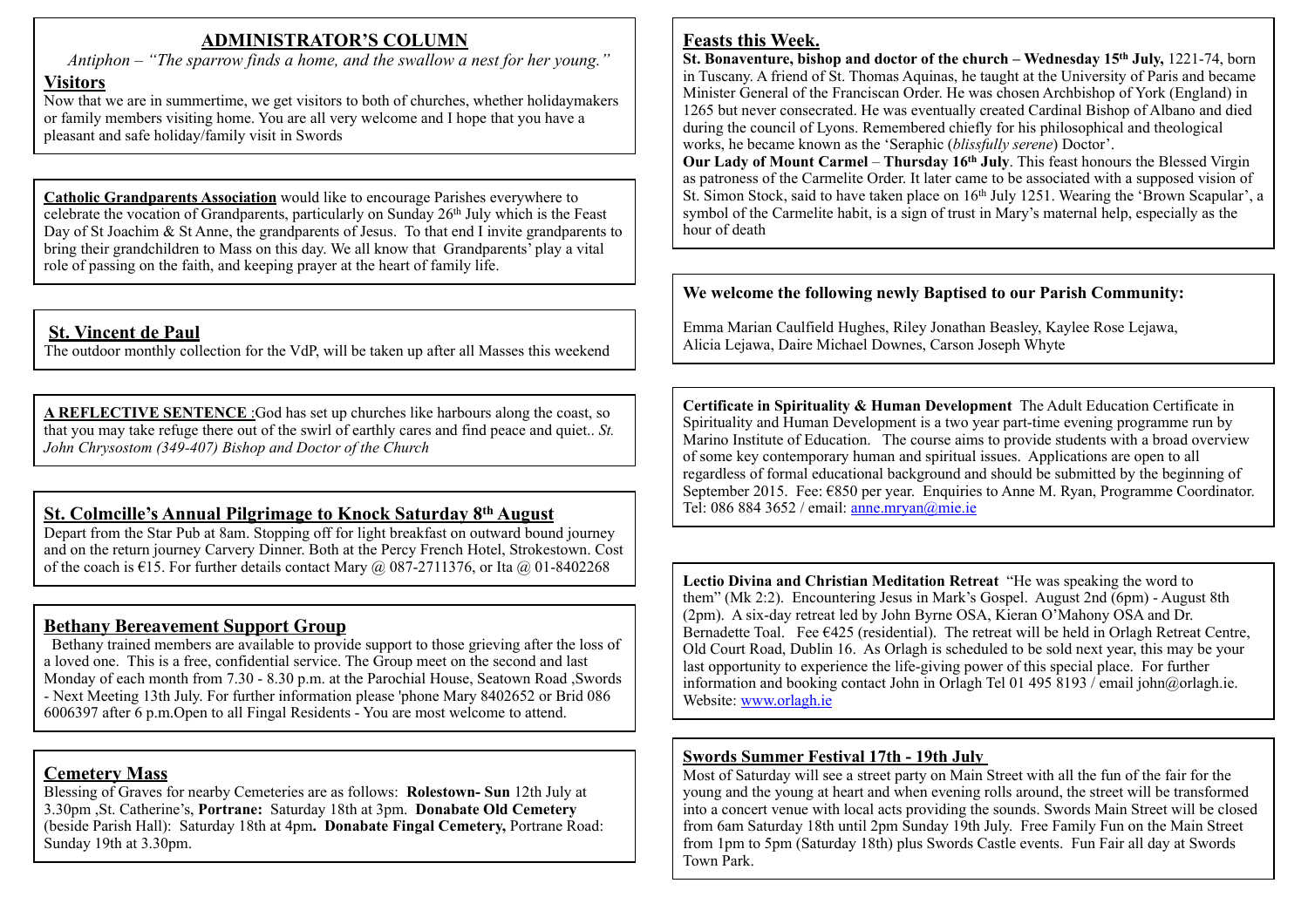## ADMINISTRATOR'S COLUMN

*Antiphon – "The sparrow finds a home, and the swallow a nest for her young."*

### Visitors

Now that we are in summertime, we get visitors to both of churches, whether holidaymakers or family members visiting home. You are all very welcome and I hope that you have a pleasant and safe holiday/family visit in Swords

**Catholic Grandparents Association** would like to encourage Parishes everywhere to celebrate the vocation of Grandparents, particularly on Sunday 26th July which is the Feast Day of St Joachim & St Anne, the grandparents of Jesus. To that end I invite grandparents to bring their grandchildren to Mass on this day. We all know that Grandparents' play a vital role of passing on the faith, and keeping prayer at the heart of family life.

### St. Vincent de Paul

The outdoor monthly collection for the VdP, will be taken up after all Masses this weekend

**A REFLECTIVE SENTENCE** :God has set up churches like harbours along the coast, so that you may take refuge there out of the swirl of earthly cares and find peace and quiet.. *St. John Chrysostom (349-407) Bishop and Doctor of the Church*

### St. Colmcille's Annual Pilgrimage to Knock Saturday 8th August

Depart from the Star Pub at 8am. Stopping off for light breakfast on outward bound journey and on the return journey Carvery Dinner. Both at the Percy French Hotel, Strokestown. Cost of the coach is €15. For further details contact Mary @ 087-2711376, or Ita @ 01-8402268

### Bethany Bereavement Support Group

Bethany trained members are available to provide support to those grieving after the loss of a loved one. This is a free, confidential service. The Group meet on the second and last Monday of each month from 7.30 - 8.30 p.m. at the Parochial House, Seatown Road ,Swords - Next Meeting 13th July. For further information please 'phone Mary 8402652 or Brid 086 6006397 after 6 p.m.Open to all Fingal Residents - You are most welcome to attend.

### Cemetery Mass

Blessing of Graves for nearby Cemeteries are as follows: **Rolestown- Sun** 12th July at 3.30pm ,St. Catherine's, **Portrane:** Saturday 18th at 3pm. **Donabate Old Cemetery** (beside Parish Hall): Saturday 18th at 4pm**. Donabate Fingal Cemetery,** Portrane Road: Sunday 19th at 3.30pm.

### Feasts this Week.

**St. Bonaventure, bishop and doctor of the church – Wednesday 15th July,** 1221-74, born in Tuscany. A friend of St. Thomas Aquinas, he taught at the University of Paris and became Minister General of the Franciscan Order. He was chosen Archbishop of York (England) in 1265 but never consecrated. He was eventually created Cardinal Bishop of Albano and died during the council of Lyons. Remembered chiefly for his philosophical and theological works, he became known as the 'Seraphic (*blissfully serene*) Doctor'.

**Our Lady of Mount Carmel** – **Thursday 16th July**. This feast honours the Blessed Virgin as patroness of the Carmelite Order. It later came to be associated with a supposed vision of St. Simon Stock, said to have taken place on 16th July 1251. Wearing the 'Brown Scapular', a symbol of the Carmelite habit, is a sign of trust in Mary's maternal help, especially as the hour of death

**We welcome the following newly Baptised to our Parish Community:**

Emma Marian Caulfield Hughes, Riley Jonathan Beasley, Kaylee Rose Lejawa, Alicia Lejawa, Daire Michael Downes, Carson Joseph Whyte

**Certificate in Spirituality & Human Development** The Adult Education Certificate in Spirituality and Human Development is a two year part-time evening programme run by Marino Institute of Education. The course aims to provide students with a broad overview of some key contemporary human and spiritual issues. Applications are open to all regardless of formal educational background and should be submitted by the beginning of September 2015. Fee: €850 per year. Enquiries to Anne M. Ryan, Programme Coordinator. Tel: 086 884 3652 / email: anne.mryan@mie.ie

**Lectio Divina and Christian Meditation Retreat** "He was speaking the word to them" (Mk 2:2). Encountering Jesus in Mark's Gospel. August 2nd (6pm) - August 8th (2pm). A six-day retreat led by John Byrne OSA, Kieran O'Mahony OSA and Dr. Bernadette Toal. Fee €425 (residential). The retreat will be held in Orlagh Retreat Centre, Old Court Road, Dublin 16. As Orlagh is scheduled to be sold next year, this may be your last opportunity to experience the life-giving power of this special place. For further information and booking contact John in Orlagh Tel 01 495 8193 / email john@orlagh.ie. Website: www.orlagh.ie

### Swords Summer Festival 17th - 19th July

Most of Saturday will see a street party on Main Street with all the fun of the fair for the young and the young at heart and when evening rolls around, the street will be transformed into a concert venue with local acts providing the sounds. Swords Main Street will be closed from 6am Saturday 18th until 2pm Sunday 19th July. Free Family Fun on the Main Street from 1pm to 5pm (Saturday 18th) plus Swords Castle events. Fun Fair all day at Swords Town Park.